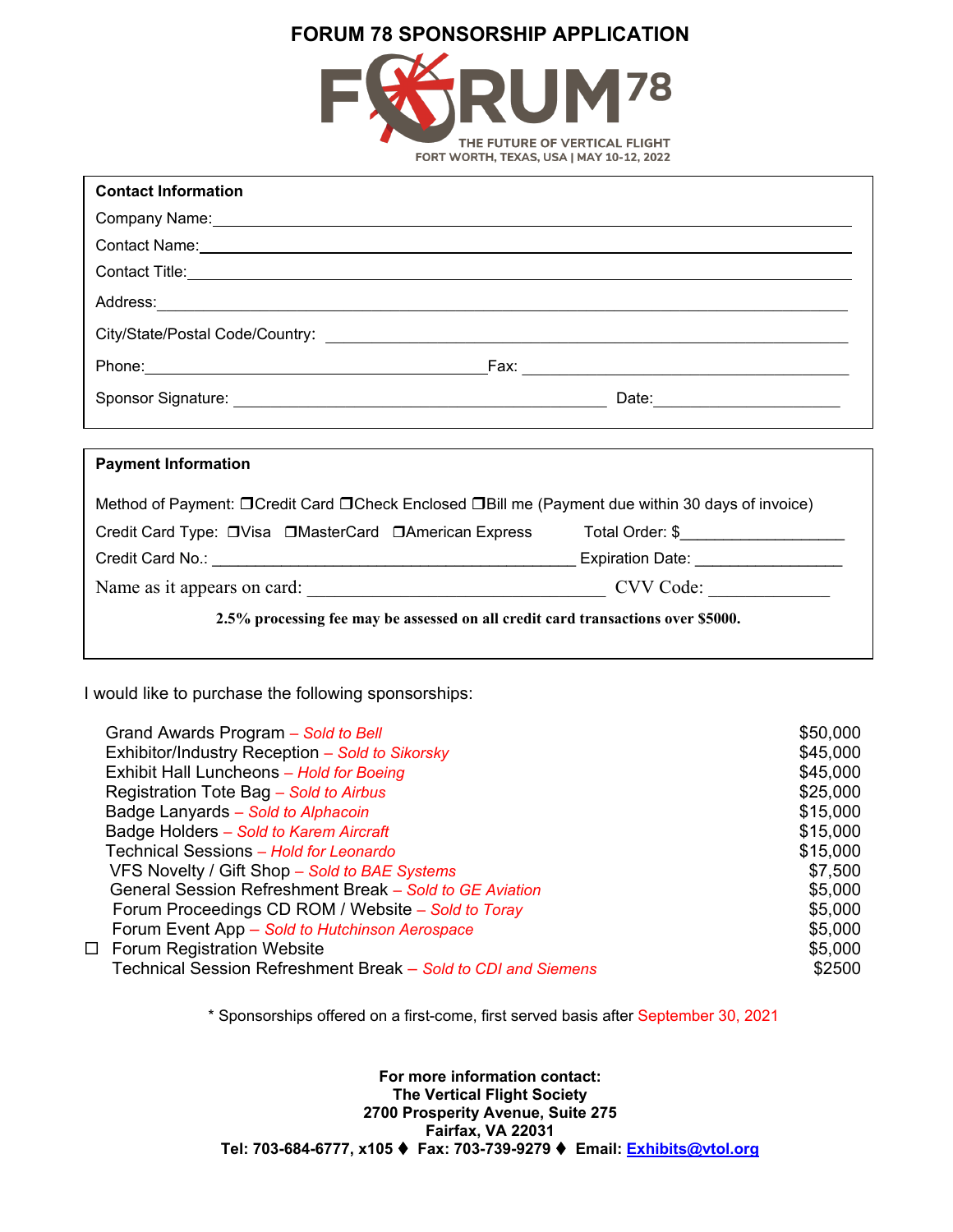# FORUM 78 SPONSORSHIP APPLICATION

FORUM 78
THE FUTURE OF VERTICAL FLIGHT
FORT WORTH, TEXAS, USA | MAY 10-12, 2022

**Contact Information**

Company Name: ______________________________

Contact Name: ______________________________

Contact Title: ______________________________

Address: ______________________________

City/State/Postal Code/Country: ______________________________

Phone: ____________________ Fax: ____________________

Sponsor Signature: ____________________ Date: ____________________

**Payment Information**

Method of Payment: ❒Credit Card ❒Check Enclosed ❒Bill me (Payment due within 30 days of invoice)

Credit Card Type: ❒Visa ❒MasterCard ❒American Express Total Order: $__________________

Credit Card No.: ______________________________ Expiration Date: ________________

Name as it appears on card: ______________________________ CVV Code: ____________

**2.5% processing fee may be assessed on all credit card transactions over $5000.**

I would like to purchase the following sponsorships:

| | Sponsorship | Price |
|---|---|---|
| | Grand Awards Program – *Sold to Bell* | $50,000 |
| | Exhibitor/Industry Reception – *Sold to Sikorsky* | $45,000 |
| | Exhibit Hall Luncheons – *Hold for Boeing* | $45,000 |
| | Registration Tote Bag – *Sold to Airbus* | $25,000 |
| | Badge Lanyards – *Sold to Alphacoin* | $15,000 |
| | Badge Holders – *Sold to Karem Aircraft* | $15,000 |
| | Technical Sessions – *Hold for Leonardo* | $15,000 |
| | VFS Novelty / Gift Shop – *Sold to BAE Systems* | $7,500 |
| | General Session Refreshment Break – *Sold to GE Aviation* | $5,000 |
| | Forum Proceedings CD ROM / Website – *Sold to Toray* | $5,000 |
| | Forum Event App – *Sold to Hutchinson Aerospace* | $5,000 |
| ☐ | Forum Registration Website | $5,000 |
| | Technical Session Refreshment Break – *Sold to CDI and Siemens* | $2500 |

\* Sponsorships offered on a first-come, first served basis after September 30, 2021

**For more information contact:**
**The Vertical Flight Society**
**2700 Prosperity Avenue, Suite 275**
**Fairfax, VA 22031**
**Tel: 703-684-6777, x105 ♦ Fax: 703-739-9279 ♦ Email: Exhibits@vtol.org**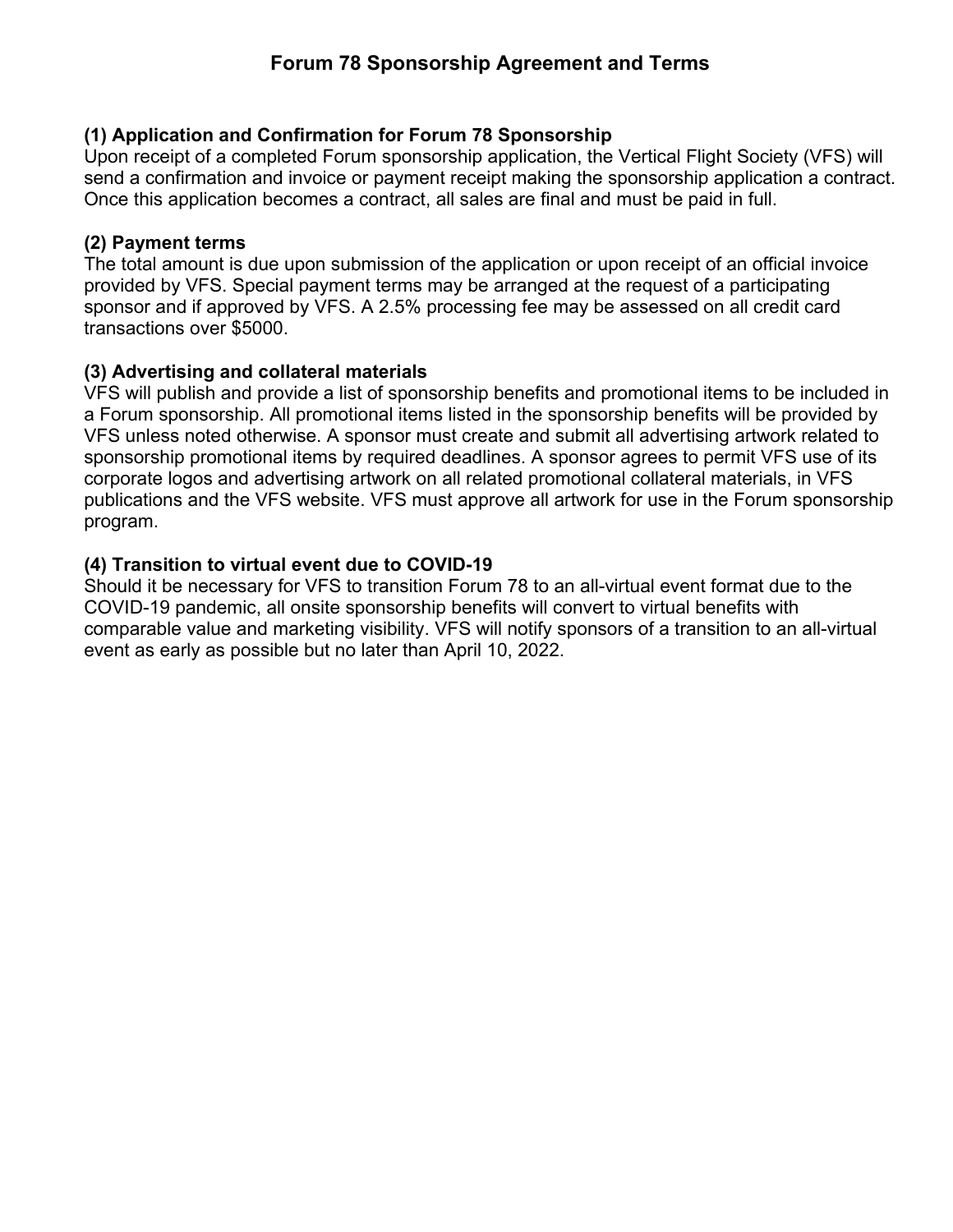# Forum 78 Sponsorship Agreement and Terms

**(1) Application and Confirmation for Forum 78 Sponsorship**

Upon receipt of a completed Forum sponsorship application, the Vertical Flight Society (VFS) will send a confirmation and invoice or payment receipt making the sponsorship application a contract. Once this application becomes a contract, all sales are final and must be paid in full.

**(2) Payment terms**

The total amount is due upon submission of the application or upon receipt of an official invoice provided by VFS. Special payment terms may be arranged at the request of a participating sponsor and if approved by VFS. A 2.5% processing fee may be assessed on all credit card transactions over $5000.

**(3) Advertising and collateral materials**

VFS will publish and provide a list of sponsorship benefits and promotional items to be included in a Forum sponsorship. All promotional items listed in the sponsorship benefits will be provided by VFS unless noted otherwise. A sponsor must create and submit all advertising artwork related to sponsorship promotional items by required deadlines. A sponsor agrees to permit VFS use of its corporate logos and advertising artwork on all related promotional collateral materials, in VFS publications and the VFS website. VFS must approve all artwork for use in the Forum sponsorship program.

**(4) Transition to virtual event due to COVID-19**

Should it be necessary for VFS to transition Forum 78 to an all-virtual event format due to the COVID-19 pandemic, all onsite sponsorship benefits will convert to virtual benefits with comparable value and marketing visibility. VFS will notify sponsors of a transition to an all-virtual event as early as possible but no later than April 10, 2022.